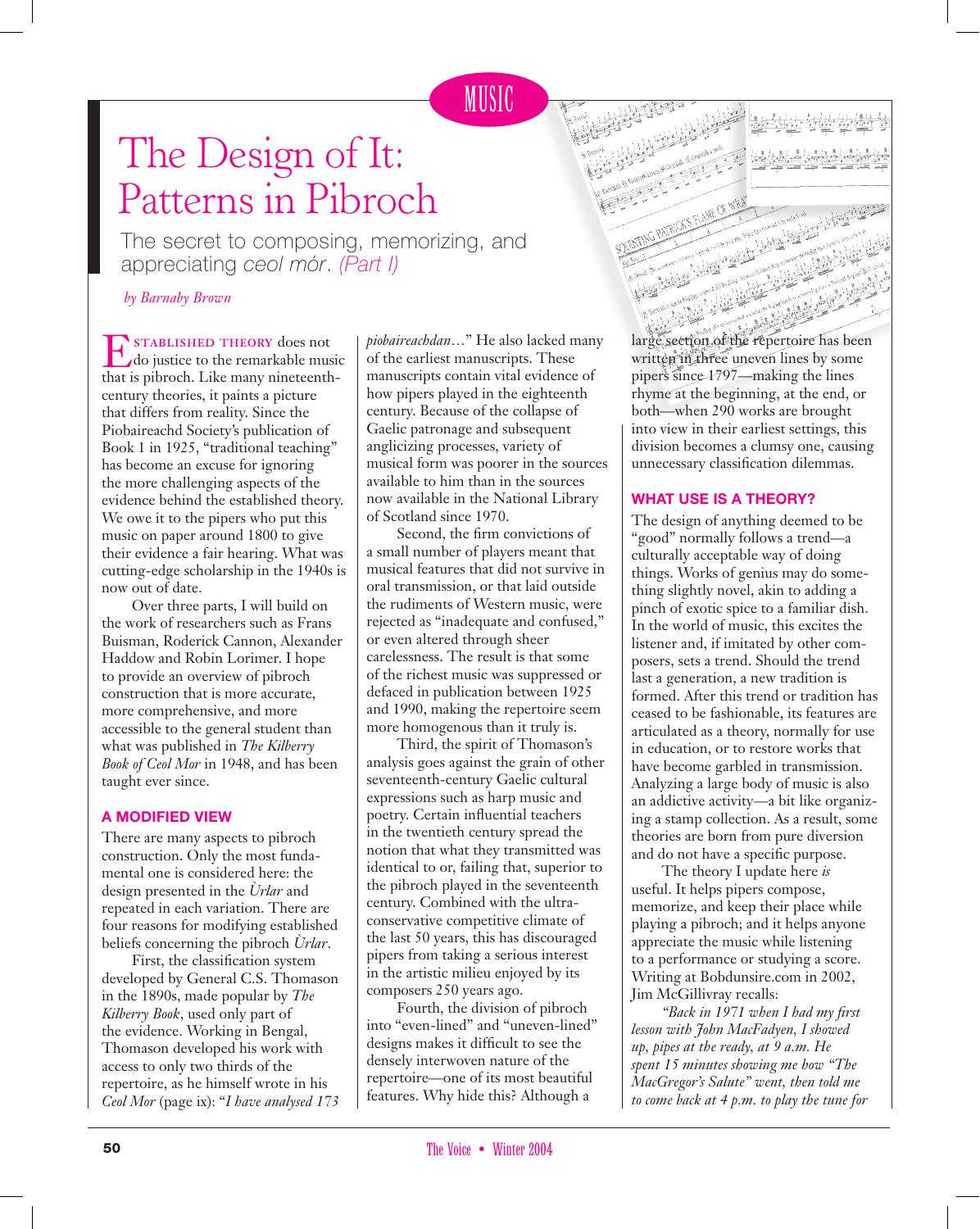MUSIC

# The Design of It: Patterns in Pibroch

## The secret to composing, memorizing, and appreciating *ceol mór*. *(Part I)*

*by Barnaby Brown*

ESTABLISHED THEORY does not do justice to the remarkable music that is pibroch. Like many nineteenth-century theories, it paints a picture that differs from reality. Since the Piobaireachd Society's publication of Book 1 in 1925, "traditional teaching" has become an excuse for ignoring the more challenging aspects of the evidence behind the established theory. We owe it to the pipers who put this music on paper around 1800 to give their evidence a fair hearing. What was cutting-edge scholarship in the 1940s is now out of date.

Over three parts, I will build on the work of researchers such as Frans Buisman, Roderick Cannon, Alexander Haddow and Robin Lorimer. I hope to provide an overview of pibroch construction that is more accurate, more comprehensive, and more accessible to the general student than what was published in *The Kilberry Book of Ceol Mor* in 1948, and has been taught ever since.

### A MODIFIED VIEW

There are many aspects to pibroch construction. Only the most fundamental one is considered here: the design presented in the *Ùrlar* and repeated in each variation. There are four reasons for modifying established beliefs concerning the pibroch *Ùrlar*.

First, the classification system developed by General C.S. Thomason in the 1890s, made popular by *The Kilberry Book*, used only part of the evidence. Working in Bengal, Thomason developed his work with access to only two thirds of the repertoire, as he himself wrote in his *Ceol Mor* (page ix): "*I have analysed 173 piobaireachdan…*" He also lacked many of the earliest manuscripts. These manuscripts contain vital evidence of how pipers played in the eighteenth century. Because of the collapse of Gaelic patronage and subsequent anglicizing processes, variety of musical form was poorer in the sources available to him than in the sources now available in the National Library of Scotland since 1970.

Second, the firm convictions of a small number of players meant that musical features that did not survive in oral transmission, or that laid outside the rudiments of Western music, were rejected as "inadequate and confused," or even altered through sheer carelessness. The result is that some of the richest music was suppressed or defaced in publication between 1925 and 1990, making the repertoire seem more homogenous than it truly is.

Third, the spirit of Thomason's analysis goes against the grain of other seventeenth-century Gaelic cultural expressions such as harp music and poetry. Certain influential teachers in the twentieth century spread the notion that what they transmitted was identical to or, failing that, superior to the pibroch played in the seventeenth century. Combined with the ultra-conservative competitive climate of the last 50 years, this has discouraged pipers from taking a serious interest in the artistic milieu enjoyed by its composers 250 years ago.

Fourth, the division of pibroch into "even-lined" and "uneven-lined" designs makes it difficult to see the densely interwoven nature of the repertoire—one of its most beautiful features. Why hide this? Although a large section of the repertoire has been written in three uneven lines by some pipers since 1797—making the lines rhyme at the beginning, at the end, or both—when 290 works are brought into view in their earliest settings, this division becomes a clumsy one, causing unnecessary classification dilemmas.

### WHAT USE IS A THEORY?

The design of anything deemed to be "good" normally follows a trend—a culturally acceptable way of doing things. Works of genius may do something slightly novel, akin to adding a pinch of exotic spice to a familiar dish. In the world of music, this excites the listener and, if imitated by other composers, sets a trend. Should the trend last a generation, a new tradition is formed. After this trend or tradition has ceased to be fashionable, its features are articulated as a theory, normally for use in education, or to restore works that have become garbled in transmission. Analyzing a large body of music is also an addictive activity—a bit like organizing a stamp collection. As a result, some theories are born from pure diversion and do not have a specific purpose.

The theory I update here *is* useful. It helps pipers compose, memorize, and keep their place while playing a pibroch; and it helps anyone appreciate the music while listening to a performance or studying a score. Writing at Bobdunsire.com in 2002, Jim McGillivray recalls:

*"Back in 1971 when I had my first lesson with John MacFadyen, I showed up, pipes at the ready, at 9 a.m. He spent 15 minutes showing me how "The MacGregor's Salute" went, then told me to come back at 4 p.m. to play the tune for*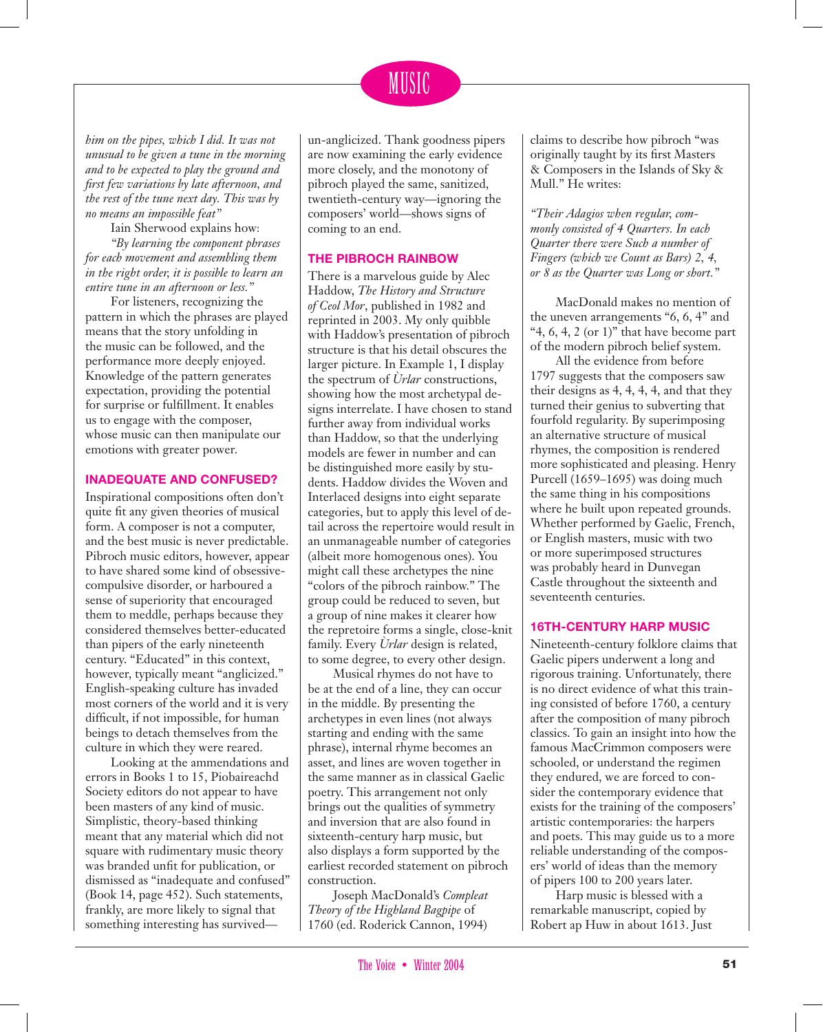*him on the pipes, which I did. It was not unusual to be given a tune in the morning and to be expected to play the ground and first few variations by late afternoon, and the rest of the tune next day. This was by no means an impossible feat"*

Iain Sherwood explains how:

*"By learning the component phrases for each movement and assembling them in the right order, it is possible to learn an entire tune in an afternoon or less."*

For listeners, recognizing the pattern in which the phrases are played means that the story unfolding in the music can be followed, and the performance more deeply enjoyed. Knowledge of the pattern generates expectation, providing the potential for surprise or fulfillment. It enables us to engage with the composer, whose music can then manipulate our emotions with greater power.

## INADEQUATE AND CONFUSED?

Inspirational compositions often don't quite fit any given theories of musical form. A composer is not a computer, and the best music is never predictable. Pibroch music editors, however, appear to have shared some kind of obsessive-compulsive disorder, or harboured a sense of superiority that encouraged them to meddle, perhaps because they considered themselves better-educated than pipers of the early nineteenth century. "Educated" in this context, however, typically meant "anglicized." English-speaking culture has invaded most corners of the world and it is very difficult, if not impossible, for human beings to detach themselves from the culture in which they were reared.

Looking at the ammendations and errors in Books 1 to 15, Piobaireachd Society editors do not appear to have been masters of any kind of music. Simplistic, theory-based thinking meant that any material which did not square with rudimentary music theory was branded unfit for publication, or dismissed as "inadequate and confused" (Book 14, page 452). Such statements, frankly, are more likely to signal that something interesting has survived—un-anglicized. Thank goodness pipers are now examining the early evidence more closely, and the monotony of pibroch played the same, sanitized, twentieth-century way—ignoring the composers' world—shows signs of coming to an end.

## THE PIBROCH RAINBOW

There is a marvelous guide by Alec Haddow, *The History and Structure of Ceol Mor*, published in 1982 and reprinted in 2003. My only quibble with Haddow's presentation of pibroch structure is that his detail obscures the larger picture. In Example 1, I display the spectrum of *Ùrlar* constructions, showing how the most archetypal designs interrelate. I have chosen to stand further away from individual works than Haddow, so that the underlying models are fewer in number and can be distinguished more easily by students. Haddow divides the Woven and Interlaced designs into eight separate categories, but to apply this level of detail across the repertoire would result in an unmanageable number of categories (albeit more homogenous ones). You might call these archetypes the nine "colors of the pibroch rainbow." The group could be reduced to seven, but a group of nine makes it clearer how the repetoire forms a single, close-knit family. Every *Ùrlar* design is related, to some degree, to every other design.

Musical rhymes do not have to be at the end of a line, they can occur in the middle. By presenting the archetypes in even lines (not always starting and ending with the same phrase), internal rhyme becomes an asset, and lines are woven together in the same manner as in classical Gaelic poetry. This arrangement not only brings out the qualities of symmetry and inversion that are also found in sixteenth-century harp music, but also displays a form supported by the earliest recorded statement on pibroch construction.

Joseph MacDonald's *Compleat Theory of the Highland Bagpipe* of 1760 (ed. Roderick Cannon, 1994) claims to describe how pibroch "was originally taught by its first Masters & Composers in the Islands of Sky & Mull." He writes:

*"Their Adagios when regular, commonly consisted of 4 Quarters. In each Quarter there were Such a number of Fingers (which we Count as Bars) 2, 4, or 8 as the Quarter was Long or short."*

MacDonald makes no mention of the uneven arrangements "6, 6, 4" and "4, 6, 4, 2 (or 1)" that have become part of the modern pibroch belief system.

All the evidence from before 1797 suggests that the composers saw their designs as 4, 4, 4, 4, and that they turned their genius to subverting that fourfold regularity. By superimposing an alternative structure of musical rhymes, the composition is rendered more sophisticated and pleasing. Henry Purcell (1659–1695) was doing much the same thing in his compositions where he built upon repeated grounds. Whether performed by Gaelic, French, or English masters, music with two or more superimposed structures was probably heard in Dunvegan Castle throughout the sixteenth and seventeenth centuries.

## 16TH-CENTURY HARP MUSIC

Nineteenth-century folklore claims that Gaelic pipers underwent a long and rigorous training. Unfortunately, there is no direct evidence of what this training consisted of before 1760, a century after the composition of many pibroch classics. To gain an insight into how the famous MacCrimmon composers were schooled, or understand the regimen they endured, we are forced to consider the contemporary evidence that exists for the training of the composers' artistic contemporaries: the harpers and poets. This may guide us to a more reliable understanding of the composers' world of ideas than the memory of pipers 100 to 200 years later.

Harp music is blessed with a remarkable manuscript, copied by Robert ap Huw in about 1613. Just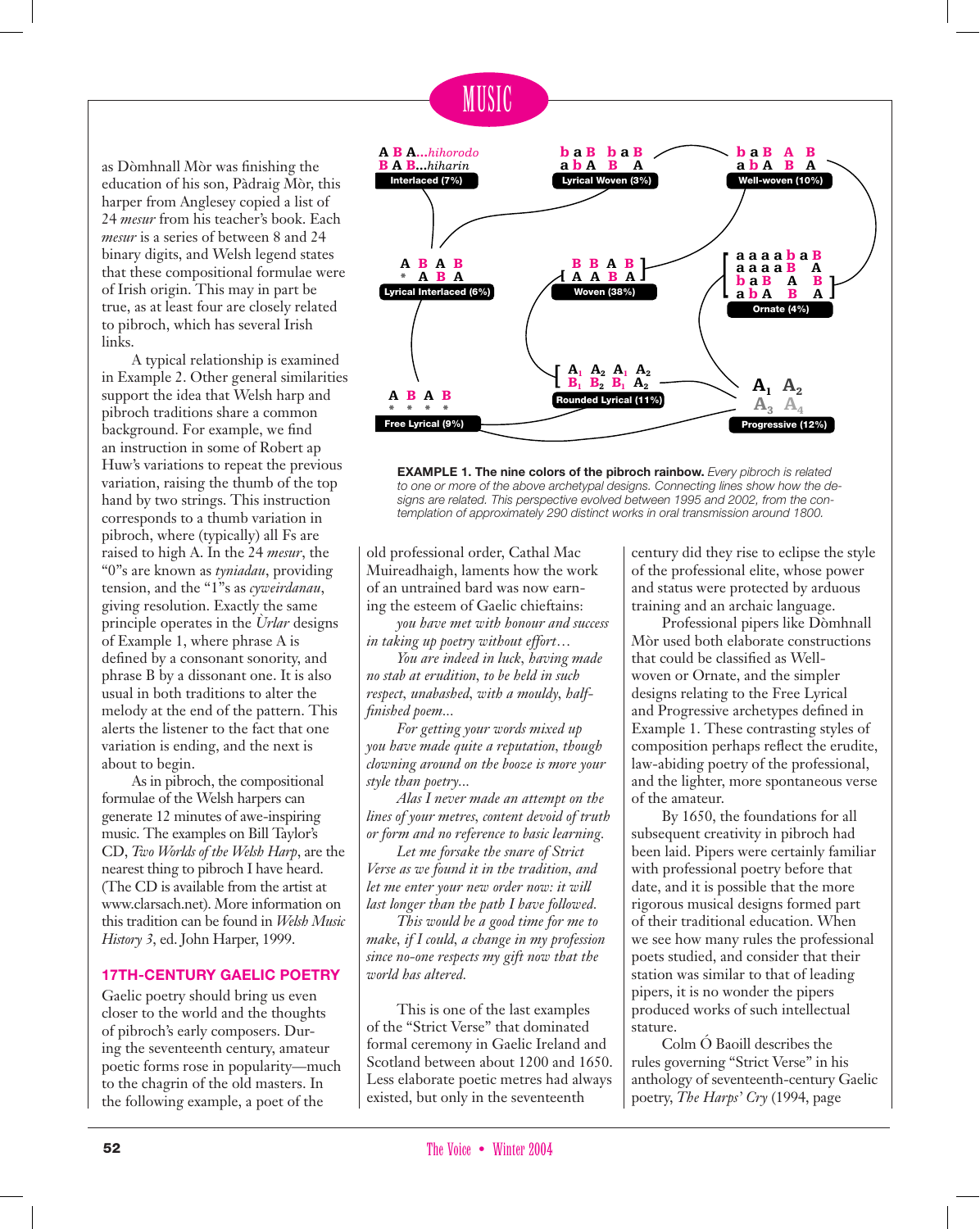as Dòmhnall Mòr was finishing the education of his son, Pàdraig Mòr, this harper from Anglesey copied a list of 24 *mesur* from his teacher's book. Each *mesur* is a series of between 8 and 24 binary digits, and Welsh legend states that these compositional formulae were of Irish origin. This may in part be true, as at least four are closely related to pibroch, which has several Irish links.

A typical relationship is examined in Example 2. Other general similarities support the idea that Welsh harp and pibroch traditions share a common background. For example, we find an instruction in some of Robert ap Huw's variations to repeat the previous variation, raising the thumb of the top hand by two strings. This instruction corresponds to a thumb variation in pibroch, where (typically) all Fs are raised to high A. In the 24 *mesur*, the "0"s are known as *tyniadau*, providing tension, and the "1"s as *cyweirdanau*, giving resolution. Exactly the same principle operates in the *Ùrlar* designs of Example 1, where phrase A is defined by a consonant sonority, and phrase B by a dissonant one. It is also usual in both traditions to alter the melody at the end of the pattern. This alerts the listener to the fact that one variation is ending, and the next is about to begin.

As in pibroch, the compositional formulae of the Welsh harpers can generate 12 minutes of awe-inspiring music. The examples on Bill Taylor's CD, *Two Worlds of the Welsh Harp*, are the nearest thing to pibroch I have heard. (The CD is available from the artist at www.clarsach.net). More information on this tradition can be found in *Welsh Music History 3*, ed. John Harper, 1999.

A B A...*hihorodo*
B A B...*hiharin*
Interlaced (7%)

b a B b a B
a b A B A
Lyrical Woven (3%)

b a B A B
a b A B A
Well-woven (10%)

A B A B
\* A B A
Lyrical Interlaced (6%)

[ B B A B
A A B A ]
Woven (38%)

[ a a a a b a B
a a a a B A
b a B A B
a b A B A ]
Ornate (4%)

[ $A_1$ $A_2$ $A_1$ $A_2$
$B_1$ $B_2$ $B_1$ $A_2$ ]
Rounded Lyrical (11%)

A B A B
\* \* \* \*
Free Lyrical (9%)

$A_1$ $A_2$
$A_3$ $A_4$
Progressive (12%)

**EXAMPLE 1. The nine colors of the pibroch rainbow.** *Every pibroch is related to one or more of the above archetypal designs. Connecting lines show how the designs are related. This perspective evolved between 1995 and 2002, from the contemplation of approximately 290 distinct works in oral transmission around 1800.*

## 17TH-CENTURY GAELIC POETRY

Gaelic poetry should bring us even closer to the world and the thoughts of pibroch's early composers. During the seventeenth century, amateur poetic forms rose in popularity—much to the chagrin of the old masters. In the following example, a poet of the old professional order, Cathal Mac Muireadhaigh, laments how the work of an untrained bard was now earning the esteem of Gaelic chieftains:

*you have met with honour and success in taking up poetry without effort…*

*You are indeed in luck, having made no stab at erudition, to be held in such respect, unabashed, with a mouldy, half-finished poem...*

*For getting your words mixed up you have made quite a reputation, though clowning around on the booze is more your style than poetry...*

*Alas I never made an attempt on the lines of your metres, content devoid of truth or form and no reference to basic learning.*

*Let me forsake the snare of Strict Verse as we found it in the tradition, and let me enter your new order now: it will last longer than the path I have followed.*

*This would be a good time for me to make, if I could, a change in my profession since no-one respects my gift now that the world has altered.*

This is one of the last examples of the "Strict Verse" that dominated formal ceremony in Gaelic Ireland and Scotland between about 1200 and 1650. Less elaborate poetic metres had always existed, but only in the seventeenth century did they rise to eclipse the style of the professional elite, whose power and status were protected by arduous training and an archaic language.

Professional pipers like Dòmhnall Mòr used both elaborate constructions that could be classified as Well-woven or Ornate, and the simpler designs relating to the Free Lyrical and Progressive archetypes defined in Example 1. These contrasting styles of composition perhaps reflect the erudite, law-abiding poetry of the professional, and the lighter, more spontaneous verse of the amateur.

By 1650, the foundations for all subsequent creativity in pibroch had been laid. Pipers were certainly familiar with professional poetry before that date, and it is possible that the more rigorous musical designs formed part of their traditional education. When we see how many rules the professional poets studied, and consider that their station was similar to that of leading pipers, it is no wonder the pipers produced works of such intellectual stature.

Colm Ó Baoill describes the rules governing "Strict Verse" in his anthology of seventeenth-century Gaelic poetry, *The Harps' Cry* (1994, page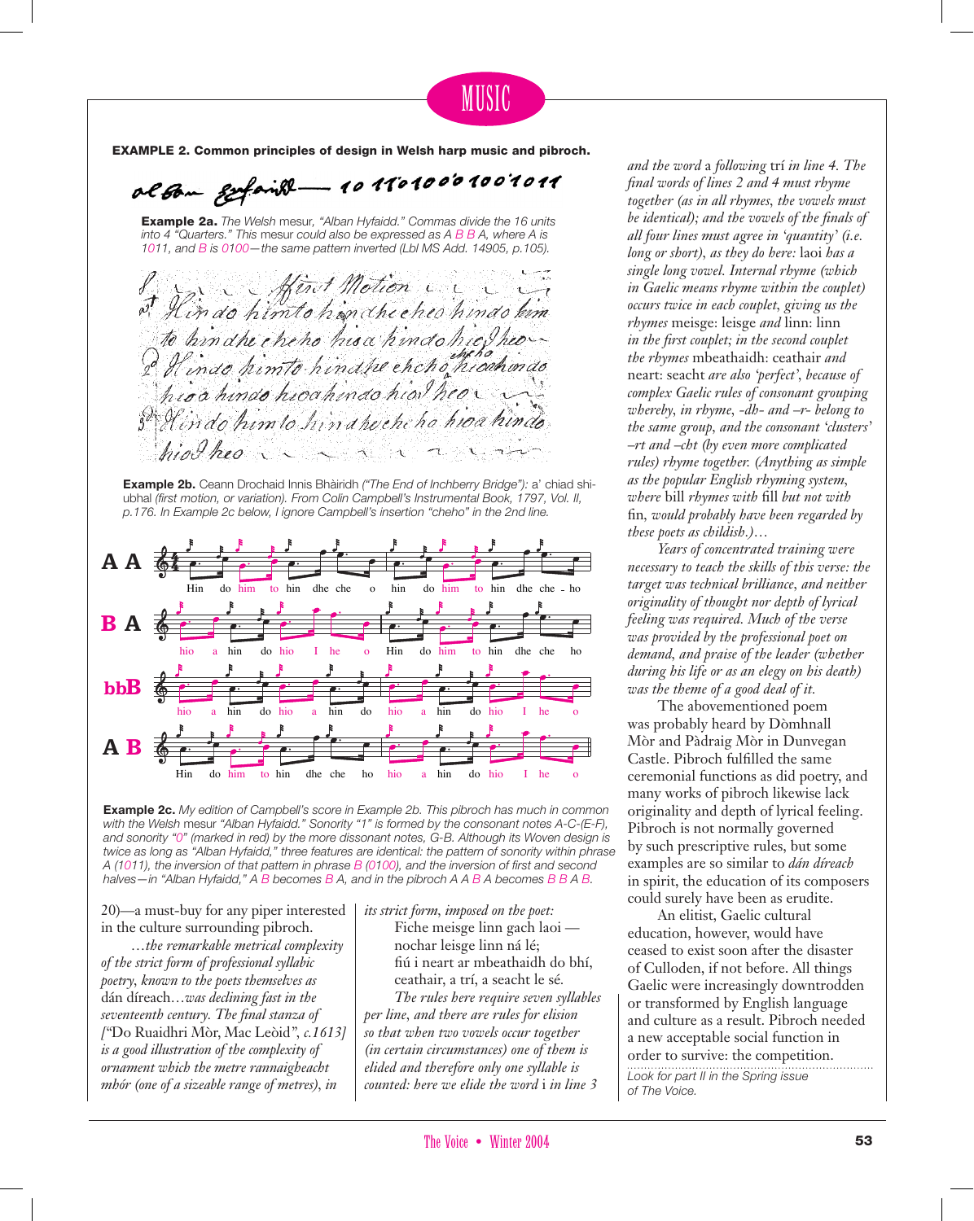**EXAMPLE 2. Common principles of design in Welsh harp music and pibroch.**

**Example 2a.** *The Welsh* mesur*, "Alban Hyfaidd." Commas divide the 16 units into 4 "Quarters." This* mesur *could also be expressed as A B B A, where A is 1011, and B is 0100—the same pattern inverted (Lbl MS Add. 14905, p.105).*

**Example 2b.** Ceann Drochaid Innis Bhàiridh *("The End of Inchberry Bridge"):* a' chiad shi-ubhal *(first motion, or variation). From Colin Campbell's Instrumental Book, 1797, Vol. II, p.176. In Example 2c below, I ignore Campbell's insertion "cheho" in the 2nd line.*

**Example 2c.** *My edition of Campbell's score in Example 2b. This pibroch has much in common with the Welsh* mesur *"Alban Hyfaidd." Sonority "1" is formed by the consonant notes A-C-(E-F), and sonority "0" (marked in red) by the more dissonant notes, G-B. Although its Woven design is twice as long as "Alban Hyfaidd," three features are identical: the pattern of sonority within phrase A (1011), the inversion of that pattern in phrase B (0100), and the inversion of first and second halves—in "Alban Hyfaidd," A B becomes B A, and in the pibroch A A B A becomes B B A B.*

20)—a must-buy for any piper interested in the culture surrounding pibroch.

*…the remarkable metrical complexity of the strict form of professional syllabic poetry, known to the poets themselves as* dán díreach*…was declining fast in the seventeenth century. The final stanza of ["Do Ruaidhri Mòr, Mac Leòid", c.1613] is a good illustration of the complexity of ornament which the metre rannaigheacht mhór (one of a sizeable range of metres), in its strict form, imposed on the poet:*

> Fiche meisge linn gach laoi —
> nochar leisge linn ná lé;
> fiú i neart ar mbeathaidh do bhí,
> ceathair, a trí, a seacht le sé.

*The rules here require seven syllables per line, and there are rules for elision so that when two vowels occur together (in certain circumstances) one of them is elided and therefore only one syllable is counted: here we elide the word* i *in line 3 and the word* a *following* trí *in line 4. The final words of lines 2 and 4 must rhyme together (as in all rhymes, the vowels must be identical); and the vowels of the finals of all four lines must agree in 'quantity' (i.e. long or short), as they do here:* laoi *has a single long vowel. Internal rhyme (which in Gaelic means rhyme within the couplet) occurs twice in each couplet, giving us the rhymes* meisge: leisge *and* linn: linn *in the first couplet; in the second couplet the rhymes* mbeathaidh: ceathair *and* neart: seacht *are also 'perfect', because of complex Gaelic rules of consonant grouping whereby, in rhyme, -dh- and –r- belong to the same group, and the consonant 'clusters' –rt and –cht (by even more complicated rules) rhyme together. (Anything as simple as the popular English rhyming system, where* bill *rhymes with* fill *but not with* fin, *would probably have been regarded by these poets as childish.)…*

*Years of concentrated training were necessary to teach the skills of this verse: the target was technical brilliance, and neither originality of thought nor depth of lyrical feeling was required. Much of the verse was provided by the professional poet on demand, and praise of the leader (whether during his life or as an elegy on his death) was the theme of a good deal of it.*

The abovementioned poem was probably heard by Dòmhnall Mòr and Pàdraig Mòr in Dunvegan Castle. Pibroch fulfilled the same ceremonial functions as did poetry, and many works of pibroch likewise lack originality and depth of lyrical feeling. Pibroch is not normally governed by such prescriptive rules, but some examples are so similar to *dán díreach* in spirit, the education of its composers could surely have been as erudite.

An elitist, Gaelic cultural education, however, would have ceased to exist soon after the disaster of Culloden, if not before. All things Gaelic were increasingly downtrodden or transformed by English language and culture as a result. Pibroch needed a new acceptable social function in order to survive: the competition.

*Look for part II in the Spring issue of The Voice.*